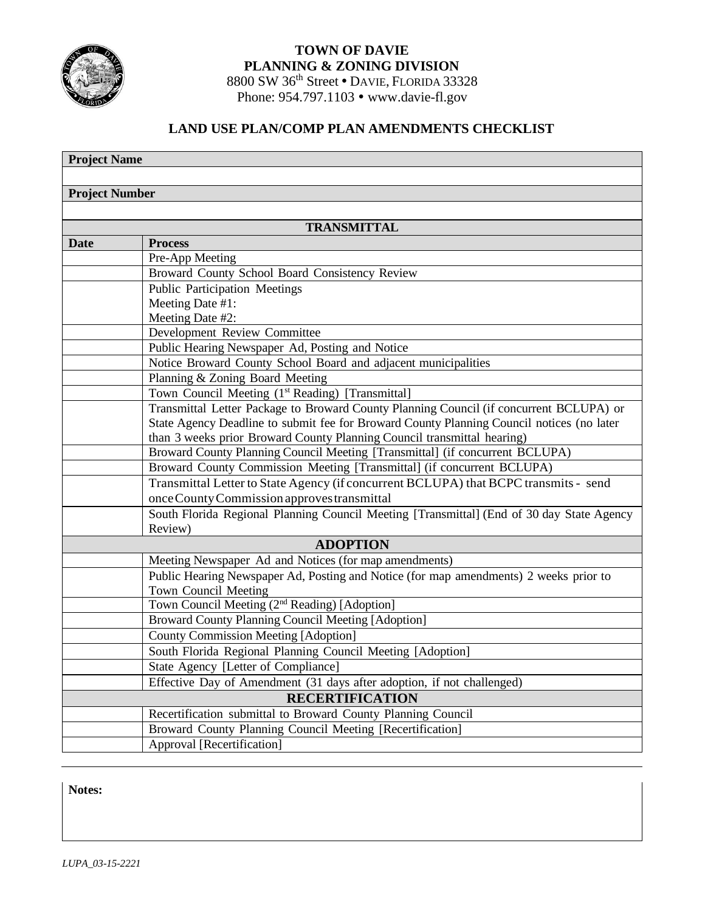**TOWN OF DAVIE**
**PLANNING & ZONING DIVISION**
8800 SW 36th Street • DAVIE, FLORIDA 33328
Phone: 954.797.1103 • www.davie-fl.gov

## LAND USE PLAN/COMP PLAN AMENDMENTS CHECKLIST

| **Project Name** |
|---|
| |
| **Project Number** |
| |

| Date | Process |
|---|---|
| **TRANSMITTAL** | |
| | Pre-App Meeting |
| | Broward County School Board Consistency Review |
| | Public Participation Meetings<br>Meeting Date #1:<br>Meeting Date #2: |
| | Development Review Committee |
| | Public Hearing Newspaper Ad, Posting and Notice |
| | Notice Broward County School Board and adjacent municipalities |
| | Planning & Zoning Board Meeting |
| | Town Council Meeting (1st Reading) [Transmittal] |
| | Transmittal Letter Package to Broward County Planning Council (if concurrent BCLUPA) or State Agency Deadline to submit fee for Broward County Planning Council notices (no later than 3 weeks prior Broward County Planning Council transmittal hearing) |
| | Broward County Planning Council Meeting [Transmittal] (if concurrent BCLUPA) |
| | Broward County Commission Meeting [Transmittal] (if concurrent BCLUPA) |
| | Transmittal Letter to State Agency (if concurrent BCLUPA) that BCPC transmits - send once County Commission approves transmittal |
| | South Florida Regional Planning Council Meeting [Transmittal] (End of 30 day State Agency Review) |
| **ADOPTION** | |
| | Meeting Newspaper Ad and Notices (for map amendments) |
| | Public Hearing Newspaper Ad, Posting and Notice (for map amendments) 2 weeks prior to Town Council Meeting |
| | Town Council Meeting (2nd Reading) [Adoption] |
| | Broward County Planning Council Meeting [Adoption] |
| | County Commission Meeting [Adoption] |
| | South Florida Regional Planning Council Meeting [Adoption] |
| | State Agency [Letter of Compliance] |
| | Effective Day of Amendment (31 days after adoption, if not challenged) |
| **RECERTIFICATION** | |
| | Recertification submittal to Broward County Planning Council |
| | Broward County Planning Council Meeting [Recertification] |
| | Approval [Recertification] |

**Notes:**

*LUPA_03-15-2221*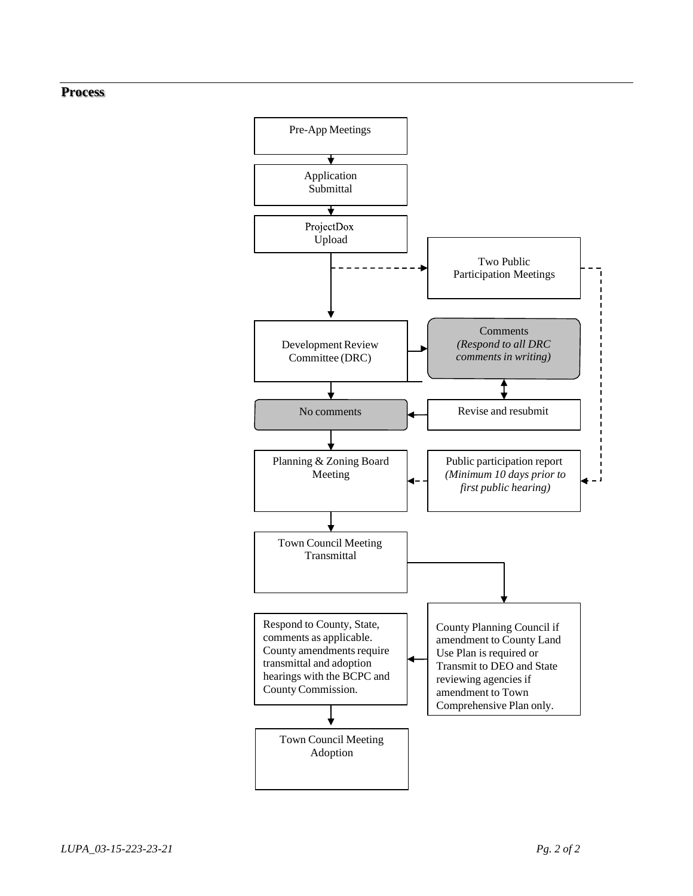## Process

Pre-App Meetings

Application Submittal

ProjectDox Upload

Two Public Participation Meetings

Development Review Committee (DRC)

Comments
*(Respond to all DRC comments in writing)*

No comments

Revise and resubmit

Planning & Zoning Board Meeting

Public participation report
*(Minimum 10 days prior to first public hearing)*

Town Council Meeting Transmittal

County Planning Council if amendment to County Land Use Plan is required or Transmit to DEO and State reviewing agencies if amendment to Town Comprehensive Plan only.

Respond to County, State, comments as applicable. County amendments require transmittal and adoption hearings with the BCPC and County Commission.

Town Council Meeting Adoption

*LUPA_03-15-223-23-21*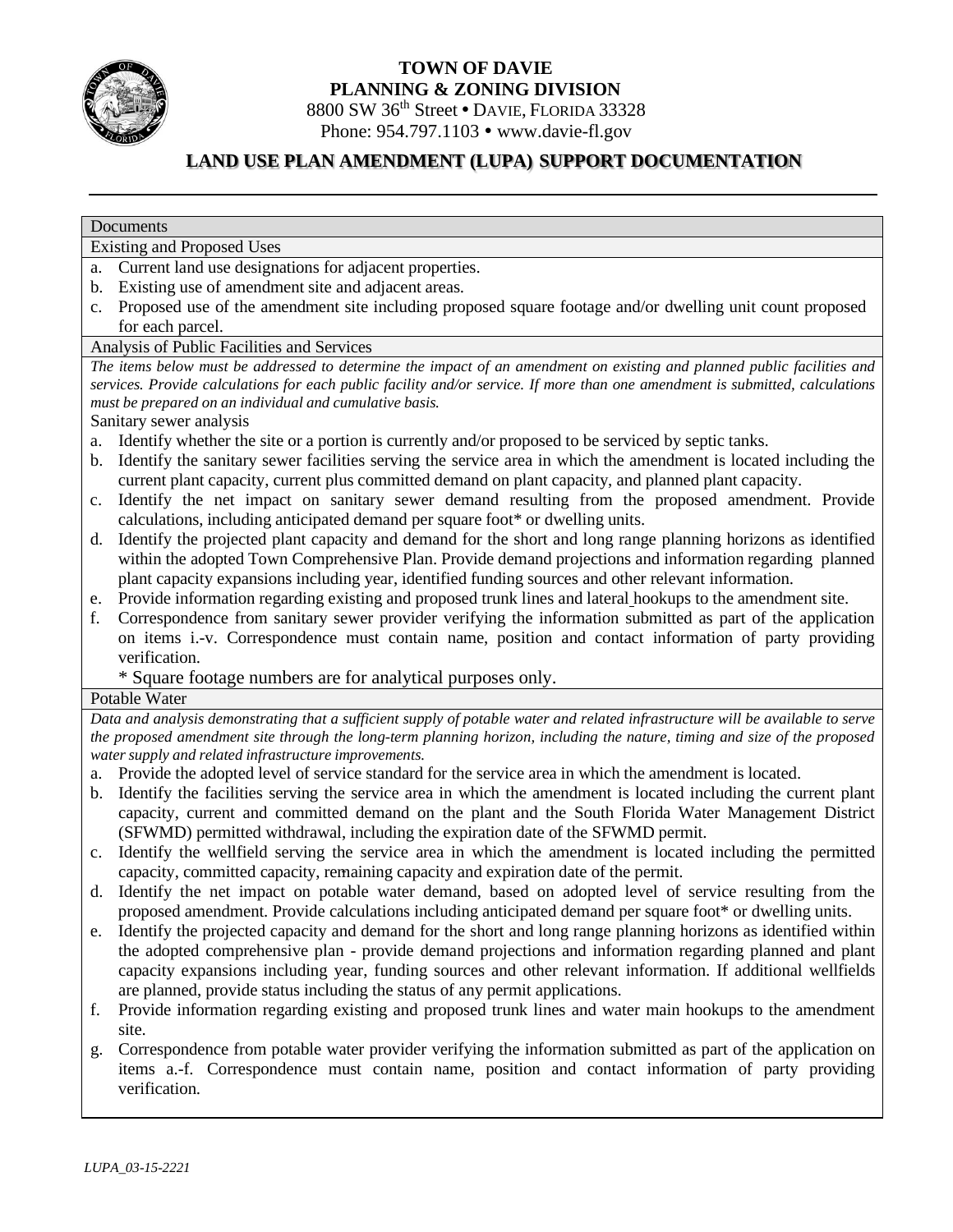**TOWN OF DAVIE**
**PLANNING & ZONING DIVISION**
8800 SW 36th Street • DAVIE, FLORIDA 33328
Phone: 954.797.1103 • www.davie-fl.gov

# LAND USE PLAN AMENDMENT (LUPA) SUPPORT DOCUMENTATION

---

**Documents**

**Existing and Proposed Uses**

a. Current land use designations for adjacent properties.
b. Existing use of amendment site and adjacent areas.
c. Proposed use of the amendment site including proposed square footage and/or dwelling unit count proposed for each parcel.

**Analysis of Public Facilities and Services**

*The items below must be addressed to determine the impact of an amendment on existing and planned public facilities and services. Provide calculations for each public facility and/or service. If more than one amendment is submitted, calculations must be prepared on an individual and cumulative basis.*

Sanitary sewer analysis

a. Identify whether the site or a portion is currently and/or proposed to be serviced by septic tanks.
b. Identify the sanitary sewer facilities serving the service area in which the amendment is located including the current plant capacity, current plus committed demand on plant capacity, and planned plant capacity.
c. Identify the net impact on sanitary sewer demand resulting from the proposed amendment. Provide calculations, including anticipated demand per square foot* or dwelling units.
d. Identify the projected plant capacity and demand for the short and long range planning horizons as identified within the adopted Town Comprehensive Plan. Provide demand projections and information regarding planned plant capacity expansions including year, identified funding sources and other relevant information.
e. Provide information regarding existing and proposed trunk lines and lateral hookups to the amendment site.
f. Correspondence from sanitary sewer provider verifying the information submitted as part of the application on items i.-v. Correspondence must contain name, position and contact information of party providing verification.

\* Square footage numbers are for analytical purposes only.

**Potable Water**

*Data and analysis demonstrating that a sufficient supply of potable water and related infrastructure will be available to serve the proposed amendment site through the long-term planning horizon, including the nature, timing and size of the proposed water supply and related infrastructure improvements.*

a. Provide the adopted level of service standard for the service area in which the amendment is located.
b. Identify the facilities serving the service area in which the amendment is located including the current plant capacity, current and committed demand on the plant and the South Florida Water Management District (SFWMD) permitted withdrawal, including the expiration date of the SFWMD permit.
c. Identify the wellfield serving the service area in which the amendment is located including the permitted capacity, committed capacity, remaining capacity and expiration date of the permit.
d. Identify the net impact on potable water demand, based on adopted level of service resulting from the proposed amendment. Provide calculations including anticipated demand per square foot* or dwelling units.
e. Identify the projected capacity and demand for the short and long range planning horizons as identified within the adopted comprehensive plan - provide demand projections and information regarding planned and plant capacity expansions including year, funding sources and other relevant information. If additional wellfields are planned, provide status including the status of any permit applications.
f. Provide information regarding existing and proposed trunk lines and water main hookups to the amendment site.
g. Correspondence from potable water provider verifying the information submitted as part of the application on items a.-f. Correspondence must contain name, position and contact information of party providing verification.

*LUPA_03-15-2221*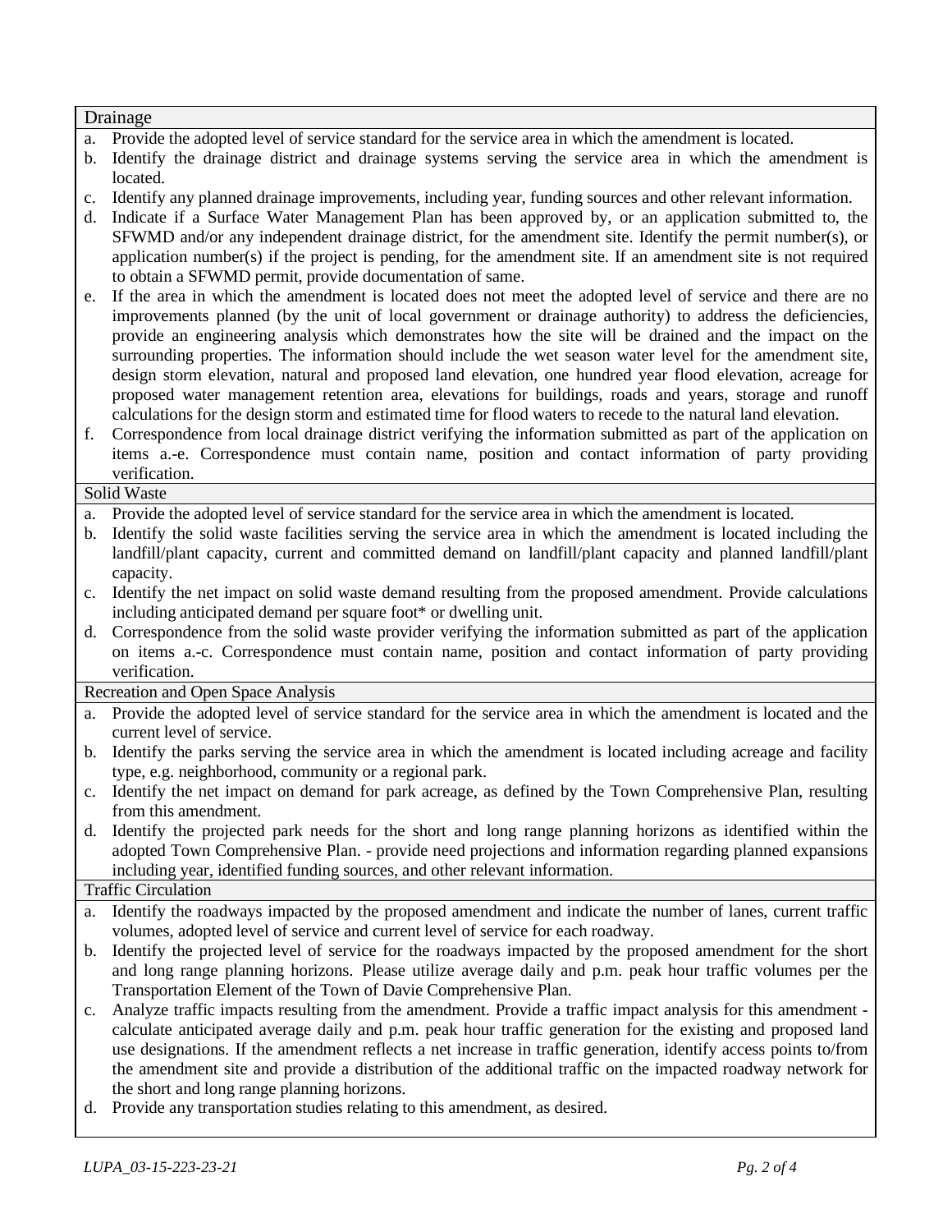## Drainage

a. Provide the adopted level of service standard for the service area in which the amendment is located.
b. Identify the drainage district and drainage systems serving the service area in which the amendment is located.
c. Identify any planned drainage improvements, including year, funding sources and other relevant information.
d. Indicate if a Surface Water Management Plan has been approved by, or an application submitted to, the SFWMD and/or any independent drainage district, for the amendment site. Identify the permit number(s), or application number(s) if the project is pending, for the amendment site. If an amendment site is not required to obtain a SFWMD permit, provide documentation of same.
e. If the area in which the amendment is located does not meet the adopted level of service and there are no improvements planned (by the unit of local government or drainage authority) to address the deficiencies, provide an engineering analysis which demonstrates how the site will be drained and the impact on the surrounding properties. The information should include the wet season water level for the amendment site, design storm elevation, natural and proposed land elevation, one hundred year flood elevation, acreage for proposed water management retention area, elevations for buildings, roads and years, storage and runoff calculations for the design storm and estimated time for flood waters to recede to the natural land elevation.
f. Correspondence from local drainage district verifying the information submitted as part of the application on items a.-e. Correspondence must contain name, position and contact information of party providing verification.

## Solid Waste

a. Provide the adopted level of service standard for the service area in which the amendment is located.
b. Identify the solid waste facilities serving the service area in which the amendment is located including the landfill/plant capacity, current and committed demand on landfill/plant capacity and planned landfill/plant capacity.
c. Identify the net impact on solid waste demand resulting from the proposed amendment. Provide calculations including anticipated demand per square foot* or dwelling unit.
d. Correspondence from the solid waste provider verifying the information submitted as part of the application on items a.-c. Correspondence must contain name, position and contact information of party providing verification.

## Recreation and Open Space Analysis

a. Provide the adopted level of service standard for the service area in which the amendment is located and the current level of service.
b. Identify the parks serving the service area in which the amendment is located including acreage and facility type, e.g. neighborhood, community or a regional park.
c. Identify the net impact on demand for park acreage, as defined by the Town Comprehensive Plan, resulting from this amendment.
d. Identify the projected park needs for the short and long range planning horizons as identified within the adopted Town Comprehensive Plan. - provide need projections and information regarding planned expansions including year, identified funding sources, and other relevant information.

## Traffic Circulation

a. Identify the roadways impacted by the proposed amendment and indicate the number of lanes, current traffic volumes, adopted level of service and current level of service for each roadway.
b. Identify the projected level of service for the roadways impacted by the proposed amendment for the short and long range planning horizons. Please utilize average daily and p.m. peak hour traffic volumes per the Transportation Element of the Town of Davie Comprehensive Plan.
c. Analyze traffic impacts resulting from the amendment. Provide a traffic impact analysis for this amendment - calculate anticipated average daily and p.m. peak hour traffic generation for the existing and proposed land use designations. If the amendment reflects a net increase in traffic generation, identify access points to/from the amendment site and provide a distribution of the additional traffic on the impacted roadway network for the short and long range planning horizons.
d. Provide any transportation studies relating to this amendment, as desired.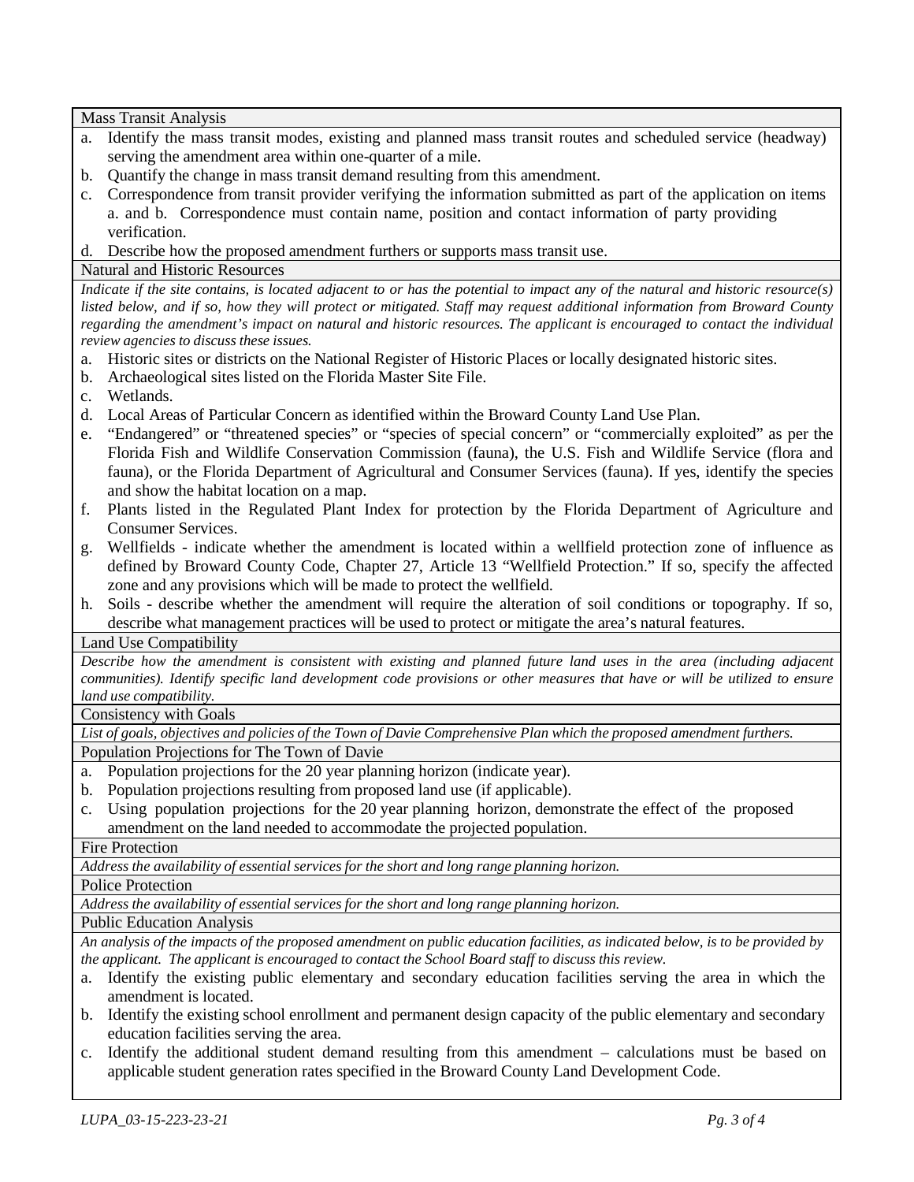## Mass Transit Analysis

a. Identify the mass transit modes, existing and planned mass transit routes and scheduled service (headway) serving the amendment area within one-quarter of a mile.
b. Quantify the change in mass transit demand resulting from this amendment.
c. Correspondence from transit provider verifying the information submitted as part of the application on items a. and b. Correspondence must contain name, position and contact information of party providing verification.
d. Describe how the proposed amendment furthers or supports mass transit use.

## Natural and Historic Resources

*Indicate if the site contains, is located adjacent to or has the potential to impact any of the natural and historic resource(s) listed below, and if so, how they will protect or mitigated. Staff may request additional information from Broward County regarding the amendment's impact on natural and historic resources. The applicant is encouraged to contact the individual review agencies to discuss these issues.*

a. Historic sites or districts on the National Register of Historic Places or locally designated historic sites.
b. Archaeological sites listed on the Florida Master Site File.
c. Wetlands.
d. Local Areas of Particular Concern as identified within the Broward County Land Use Plan.
e. "Endangered" or "threatened species" or "species of special concern" or "commercially exploited" as per the Florida Fish and Wildlife Conservation Commission (fauna), the U.S. Fish and Wildlife Service (flora and fauna), or the Florida Department of Agricultural and Consumer Services (fauna). If yes, identify the species and show the habitat location on a map.
f. Plants listed in the Regulated Plant Index for protection by the Florida Department of Agriculture and Consumer Services.
g. Wellfields - indicate whether the amendment is located within a wellfield protection zone of influence as defined by Broward County Code, Chapter 27, Article 13 "Wellfield Protection." If so, specify the affected zone and any provisions which will be made to protect the wellfield.
h. Soils - describe whether the amendment will require the alteration of soil conditions or topography. If so, describe what management practices will be used to protect or mitigate the area's natural features.

## Land Use Compatibility

*Describe how the amendment is consistent with existing and planned future land uses in the area (including adjacent communities). Identify specific land development code provisions or other measures that have or will be utilized to ensure land use compatibility.*

## Consistency with Goals

*List of goals, objectives and policies of the Town of Davie Comprehensive Plan which the proposed amendment furthers.*

## Population Projections for The Town of Davie

a. Population projections for the 20 year planning horizon (indicate year).
b. Population projections resulting from proposed land use (if applicable).
c. Using population projections for the 20 year planning horizon, demonstrate the effect of the proposed amendment on the land needed to accommodate the projected population.

## Fire Protection

*Address the availability of essential services for the short and long range planning horizon.*

## Police Protection

*Address the availability of essential services for the short and long range planning horizon.*

## Public Education Analysis

*An analysis of the impacts of the proposed amendment on public education facilities, as indicated below, is to be provided by the applicant. The applicant is encouraged to contact the School Board staff to discuss this review.*

a. Identify the existing public elementary and secondary education facilities serving the area in which the amendment is located.
b. Identify the existing school enrollment and permanent design capacity of the public elementary and secondary education facilities serving the area.
c. Identify the additional student demand resulting from this amendment – calculations must be based on applicable student generation rates specified in the Broward County Land Development Code.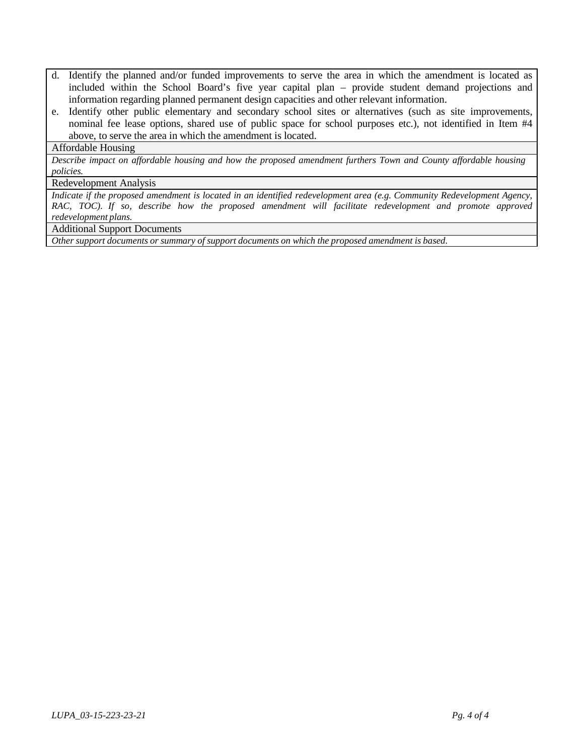d. Identify the planned and/or funded improvements to serve the area in which the amendment is located as included within the School Board's five year capital plan – provide student demand projections and information regarding planned permanent design capacities and other relevant information.

e. Identify other public elementary and secondary school sites or alternatives (such as site improvements, nominal fee lease options, shared use of public space for school purposes etc.), not identified in Item #4 above, to serve the area in which the amendment is located.

Affordable Housing

*Describe impact on affordable housing and how the proposed amendment furthers Town and County affordable housing policies.*

Redevelopment Analysis

*Indicate if the proposed amendment is located in an identified redevelopment area (e.g. Community Redevelopment Agency, RAC, TOC). If so, describe how the proposed amendment will facilitate redevelopment and promote approved redevelopment plans.*

Additional Support Documents

*Other support documents or summary of support documents on which the proposed amendment is based.*